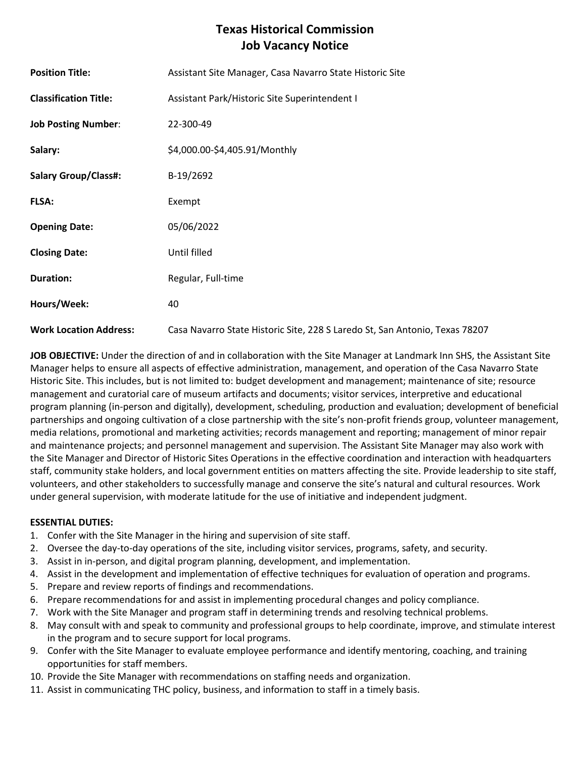# Texas Historical Commission
# Job Vacancy Notice

| | |
|---|---|
| **Position Title:** | Assistant Site Manager, Casa Navarro State Historic Site |
| **Classification Title:** | Assistant Park/Historic Site Superintendent I |
| **Job Posting Number**: | 22-300-49 |
| **Salary:** | $4,000.00-$4,405.91/Monthly |
| **Salary Group/Class#:** | B-19/2692 |
| **FLSA:** | Exempt |
| **Opening Date:** | 05/06/2022 |
| **Closing Date:** | Until filled |
| **Duration:** | Regular, Full-time |
| **Hours/Week:** | 40 |
| **Work Location Address:** | Casa Navarro State Historic Site, 228 S Laredo St, San Antonio, Texas 78207 |

**JOB OBJECTIVE:** Under the direction of and in collaboration with the Site Manager at Landmark Inn SHS, the Assistant Site Manager helps to ensure all aspects of effective administration, management, and operation of the Casa Navarro State Historic Site. This includes, but is not limited to: budget development and management; maintenance of site; resource management and curatorial care of museum artifacts and documents; visitor services, interpretive and educational program planning (in-person and digitally), development, scheduling, production and evaluation; development of beneficial partnerships and ongoing cultivation of a close partnership with the site's non-profit friends group, volunteer management, media relations, promotional and marketing activities; records management and reporting; management of minor repair and maintenance projects; and personnel management and supervision. The Assistant Site Manager may also work with the Site Manager and Director of Historic Sites Operations in the effective coordination and interaction with headquarters staff, community stake holders, and local government entities on matters affecting the site. Provide leadership to site staff, volunteers, and other stakeholders to successfully manage and conserve the site's natural and cultural resources. Work under general supervision, with moderate latitude for the use of initiative and independent judgment.

**ESSENTIAL DUTIES:**

1. Confer with the Site Manager in the hiring and supervision of site staff.
2. Oversee the day-to-day operations of the site, including visitor services, programs, safety, and security.
3. Assist in in-person, and digital program planning, development, and implementation.
4. Assist in the development and implementation of effective techniques for evaluation of operation and programs.
5. Prepare and review reports of findings and recommendations.
6. Prepare recommendations for and assist in implementing procedural changes and policy compliance.
7. Work with the Site Manager and program staff in determining trends and resolving technical problems.
8. May consult with and speak to community and professional groups to help coordinate, improve, and stimulate interest in the program and to secure support for local programs.
9. Confer with the Site Manager to evaluate employee performance and identify mentoring, coaching, and training opportunities for staff members.
10. Provide the Site Manager with recommendations on staffing needs and organization.
11. Assist in communicating THC policy, business, and information to staff in a timely basis.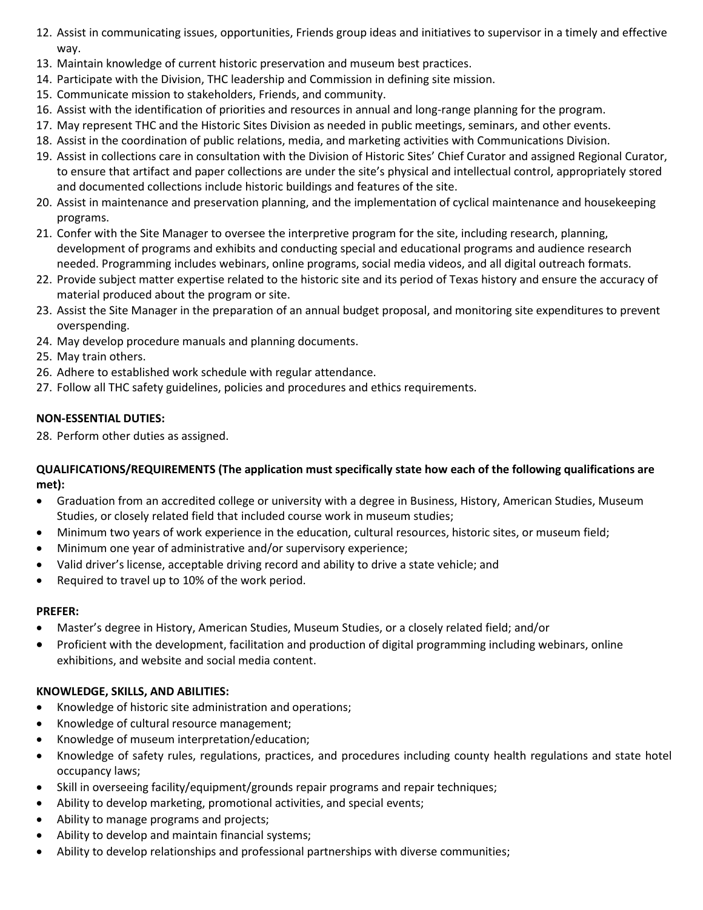12. Assist in communicating issues, opportunities, Friends group ideas and initiatives to supervisor in a timely and effective way.
13. Maintain knowledge of current historic preservation and museum best practices.
14. Participate with the Division, THC leadership and Commission in defining site mission.
15. Communicate mission to stakeholders, Friends, and community.
16. Assist with the identification of priorities and resources in annual and long-range planning for the program.
17. May represent THC and the Historic Sites Division as needed in public meetings, seminars, and other events.
18. Assist in the coordination of public relations, media, and marketing activities with Communications Division.
19. Assist in collections care in consultation with the Division of Historic Sites' Chief Curator and assigned Regional Curator, to ensure that artifact and paper collections are under the site's physical and intellectual control, appropriately stored and documented collections include historic buildings and features of the site.
20. Assist in maintenance and preservation planning, and the implementation of cyclical maintenance and housekeeping programs.
21. Confer with the Site Manager to oversee the interpretive program for the site, including research, planning, development of programs and exhibits and conducting special and educational programs and audience research needed. Programming includes webinars, online programs, social media videos, and all digital outreach formats.
22. Provide subject matter expertise related to the historic site and its period of Texas history and ensure the accuracy of material produced about the program or site.
23. Assist the Site Manager in the preparation of an annual budget proposal, and monitoring site expenditures to prevent overspending.
24. May develop procedure manuals and planning documents.
25. May train others.
26. Adhere to established work schedule with regular attendance.
27. Follow all THC safety guidelines, policies and procedures and ethics requirements.

**NON-ESSENTIAL DUTIES:**

28. Perform other duties as assigned.

**QUALIFICATIONS/REQUIREMENTS (The application must specifically state how each of the following qualifications are met):**

- Graduation from an accredited college or university with a degree in Business, History, American Studies, Museum Studies, or closely related field that included course work in museum studies;
- Minimum two years of work experience in the education, cultural resources, historic sites, or museum field;
- Minimum one year of administrative and/or supervisory experience;
- Valid driver's license, acceptable driving record and ability to drive a state vehicle; and
- Required to travel up to 10% of the work period.

**PREFER:**

- Master's degree in History, American Studies, Museum Studies, or a closely related field; and/or
- Proficient with the development, facilitation and production of digital programming including webinars, online exhibitions, and website and social media content.

**KNOWLEDGE, SKILLS, AND ABILITIES:**

- Knowledge of historic site administration and operations;
- Knowledge of cultural resource management;
- Knowledge of museum interpretation/education;
- Knowledge of safety rules, regulations, practices, and procedures including county health regulations and state hotel occupancy laws;
- Skill in overseeing facility/equipment/grounds repair programs and repair techniques;
- Ability to develop marketing, promotional activities, and special events;
- Ability to manage programs and projects;
- Ability to develop and maintain financial systems;
- Ability to develop relationships and professional partnerships with diverse communities;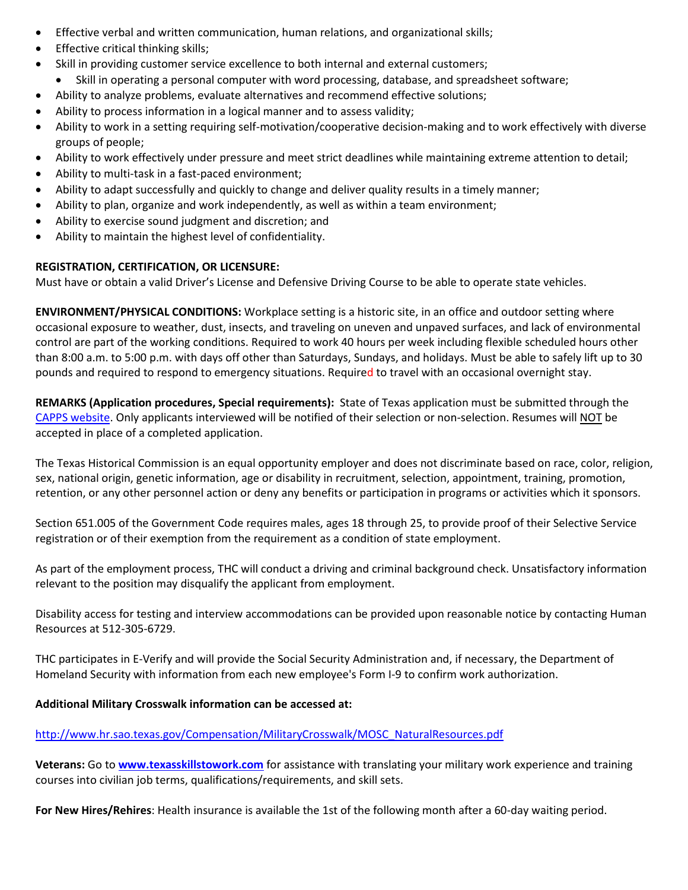- Effective verbal and written communication, human relations, and organizational skills;
- Effective critical thinking skills;
- Skill in providing customer service excellence to both internal and external customers;
  - Skill in operating a personal computer with word processing, database, and spreadsheet software;
- Ability to analyze problems, evaluate alternatives and recommend effective solutions;
- Ability to process information in a logical manner and to assess validity;
- Ability to work in a setting requiring self-motivation/cooperative decision-making and to work effectively with diverse groups of people;
- Ability to work effectively under pressure and meet strict deadlines while maintaining extreme attention to detail;
- Ability to multi-task in a fast-paced environment;
- Ability to adapt successfully and quickly to change and deliver quality results in a timely manner;
- Ability to plan, organize and work independently, as well as within a team environment;
- Ability to exercise sound judgment and discretion; and
- Ability to maintain the highest level of confidentiality.

**REGISTRATION, CERTIFICATION, OR LICENSURE:**
Must have or obtain a valid Driver's License and Defensive Driving Course to be able to operate state vehicles.

**ENVIRONMENT/PHYSICAL CONDITIONS:** Workplace setting is a historic site, in an office and outdoor setting where occasional exposure to weather, dust, insects, and traveling on uneven and unpaved surfaces, and lack of environmental control are part of the working conditions. Required to work 40 hours per week including flexible scheduled hours other than 8:00 a.m. to 5:00 p.m. with days off other than Saturdays, Sundays, and holidays. Must be able to safely lift up to 30 pounds and required to respond to emergency situations. Required to travel with an occasional overnight stay.

**REMARKS (Application procedures, Special requirements):** State of Texas application must be submitted through the CAPPS website. Only applicants interviewed will be notified of their selection or non-selection. Resumes will NOT be accepted in place of a completed application.

The Texas Historical Commission is an equal opportunity employer and does not discriminate based on race, color, religion, sex, national origin, genetic information, age or disability in recruitment, selection, appointment, training, promotion, retention, or any other personnel action or deny any benefits or participation in programs or activities which it sponsors.

Section 651.005 of the Government Code requires males, ages 18 through 25, to provide proof of their Selective Service registration or of their exemption from the requirement as a condition of state employment.

As part of the employment process, THC will conduct a driving and criminal background check. Unsatisfactory information relevant to the position may disqualify the applicant from employment.

Disability access for testing and interview accommodations can be provided upon reasonable notice by contacting Human Resources at 512-305-6729.

THC participates in E-Verify and will provide the Social Security Administration and, if necessary, the Department of Homeland Security with information from each new employee's Form I-9 to confirm work authorization.

**Additional Military Crosswalk information can be accessed at:**

http://www.hr.sao.texas.gov/Compensation/MilitaryCrosswalk/MOSC_NaturalResources.pdf

**Veterans:** Go to **www.texasskillstowork.com** for assistance with translating your military work experience and training courses into civilian job terms, qualifications/requirements, and skill sets.

**For New Hires/Rehires**: Health insurance is available the 1st of the following month after a 60-day waiting period.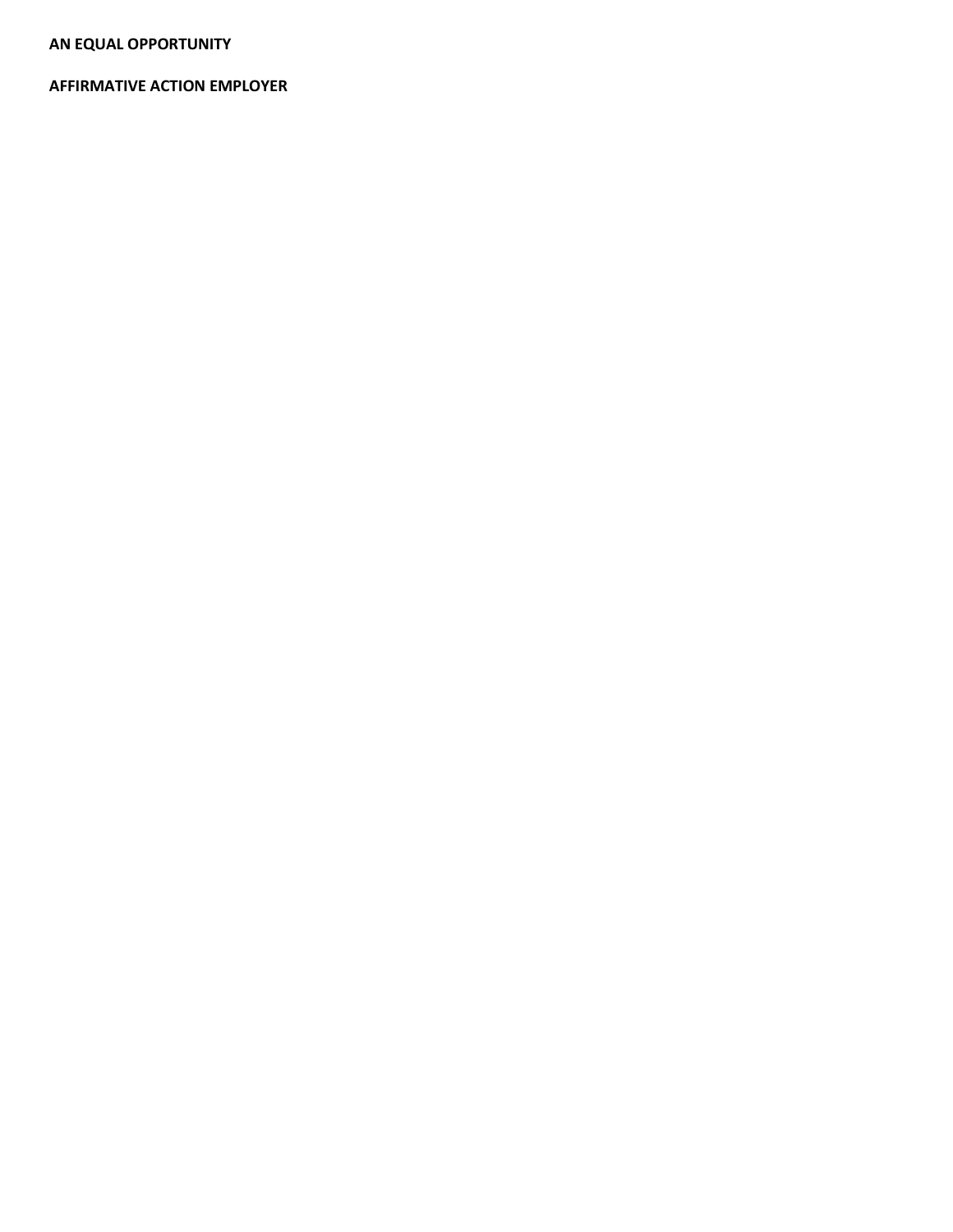**AN EQUAL OPPORTUNITY**

**AFFIRMATIVE ACTION EMPLOYER**